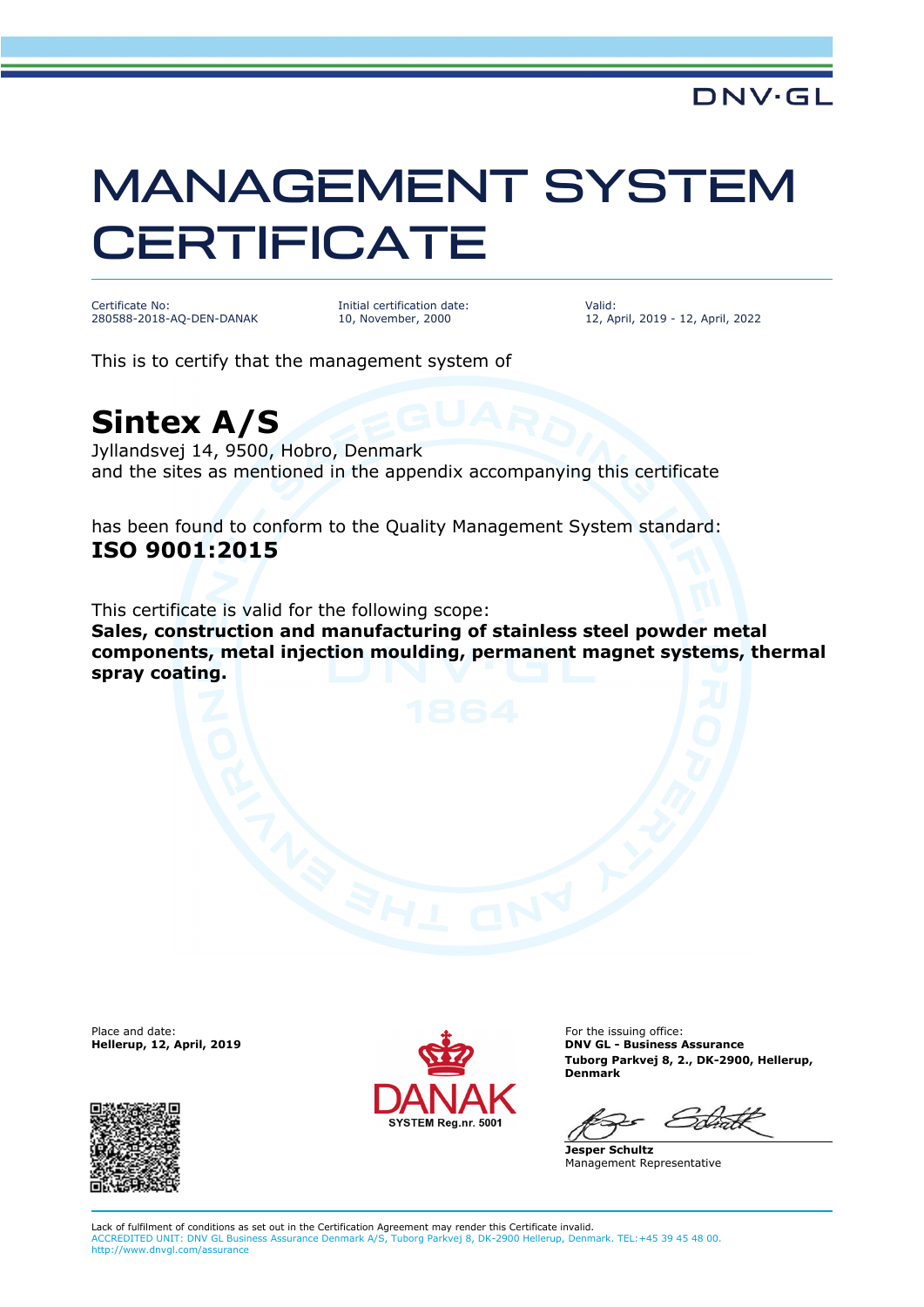DNV·GL

# MANAGEMENT SYSTEM CERTIFICATE

| Certificate No: | Initial certification date: | Valid: |
|---|---|---|
| 280588-2018-AQ-DEN-DANAK | 10, November, 2000 | 12, April, 2019 - 12, April, 2022 |

This is to certify that the management system of

## Sintex A/S

Jyllandsvej 14, 9500, Hobro, Denmark
and the sites as mentioned in the appendix accompanying this certificate

has been found to conform to the Quality Management System standard:
**ISO 9001:2015**

This certificate is valid for the following scope:
**Sales, construction and manufacturing of stainless steel powder metal components, metal injection moulding, permanent magnet systems, thermal spray coating.**

Place and date:
**Hellerup, 12, April, 2019**

DANAK
SYSTEM Reg.nr. 5001

For the issuing office:
**DNV GL - Business Assurance**
**Tuborg Parkvej 8, 2., DK-2900, Hellerup, Denmark**

**Jesper Schultz**
Management Representative

Lack of fulfilment of conditions as set out in the Certification Agreement may render this Certificate invalid.
ACCREDITED UNIT: DNV GL Business Assurance Denmark A/S, Tuborg Parkvej 8, DK-2900 Hellerup, Denmark. TEL:+45 39 45 48 00. http://www.dnvgl.com/assurance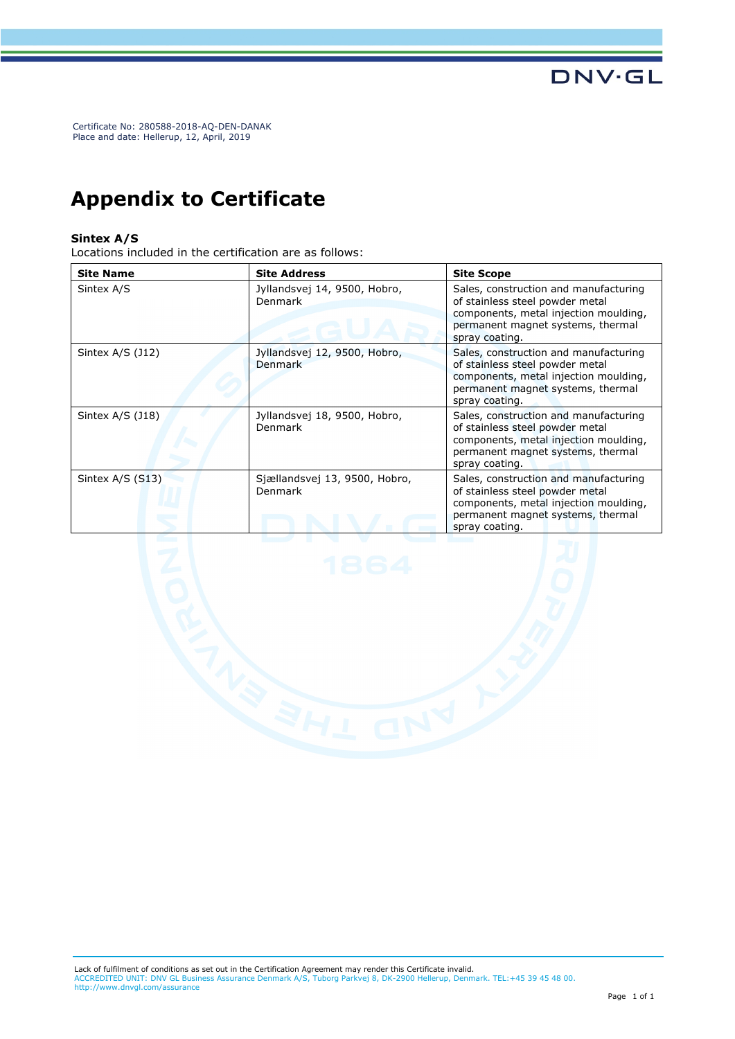Certificate No: 280588-2018-AQ-DEN-DANAK
Place and date: Hellerup, 12, April, 2019

# Appendix to Certificate

**Sintex A/S**
Locations included in the certification are as follows:

| Site Name | Site Address | Site Scope |
|---|---|---|
| Sintex A/S | Jyllandsvej 14, 9500, Hobro, Denmark | Sales, construction and manufacturing of stainless steel powder metal components, metal injection moulding, permanent magnet systems, thermal spray coating. |
| Sintex A/S (J12) | Jyllandsvej 12, 9500, Hobro, Denmark | Sales, construction and manufacturing of stainless steel powder metal components, metal injection moulding, permanent magnet systems, thermal spray coating. |
| Sintex A/S (J18) | Jyllandsvej 18, 9500, Hobro, Denmark | Sales, construction and manufacturing of stainless steel powder metal components, metal injection moulding, permanent magnet systems, thermal spray coating. |
| Sintex A/S (S13) | Sjællandsvej 13, 9500, Hobro, Denmark | Sales, construction and manufacturing of stainless steel powder metal components, metal injection moulding, permanent magnet systems, thermal spray coating. |

Lack of fulfilment of conditions as set out in the Certification Agreement may render this Certificate invalid.
ACCREDITED UNIT: DNV GL Business Assurance Denmark A/S, Tuborg Parkvej 8, DK-2900 Hellerup, Denmark. TEL:+45 39 45 48 00. http://www.dnvgl.com/assurance